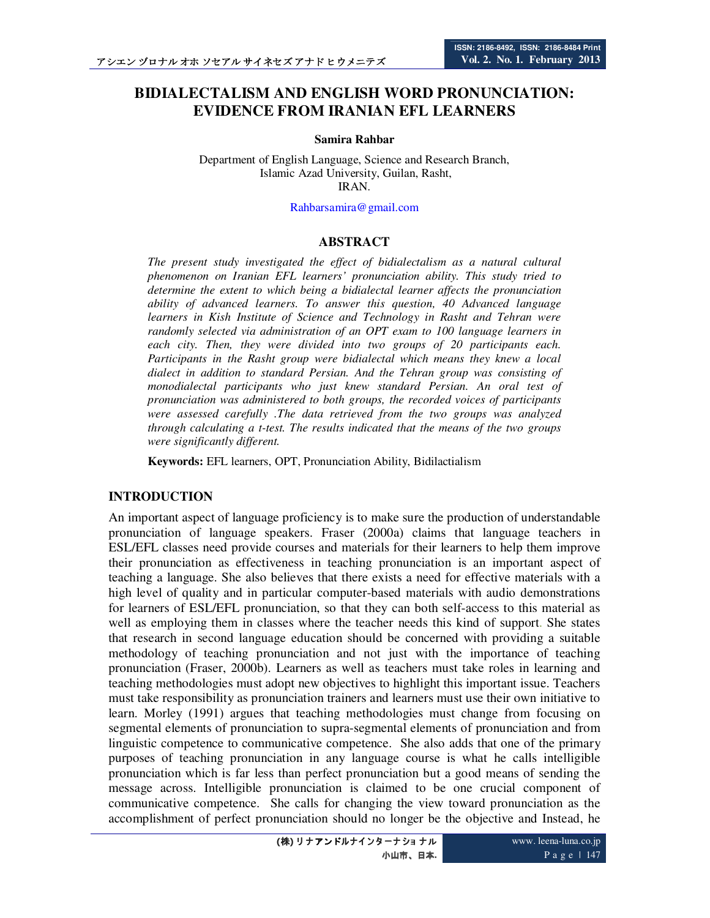# BIDIALECTALISM AND ENGLISH WORD PRONUNCIATION: EVIDENCE FROM IRANIAN EFL LEARNERS

**Samira Rahbar**

Department of English Language, Science and Research Branch,
Islamic Azad University, Guilan, Rasht,
IRAN.

Rahbarsamira@gmail.com

## ABSTRACT

*The present study investigated the effect of bidialectalism as a natural cultural phenomenon on Iranian EFL learners' pronunciation ability. This study tried to determine the extent to which being a bidialectal learner affects the pronunciation ability of advanced learners. To answer this question, 40 Advanced language learners in Kish Institute of Science and Technology in Rasht and Tehran were randomly selected via administration of an OPT exam to 100 language learners in each city. Then, they were divided into two groups of 20 participants each. Participants in the Rasht group were bidialectal which means they knew a local dialect in addition to standard Persian. And the Tehran group was consisting of monodialectal participants who just knew standard Persian. An oral test of pronunciation was administered to both groups, the recorded voices of participants were assessed carefully .The data retrieved from the two groups was analyzed through calculating a t-test. The results indicated that the means of the two groups were significantly different.*

**Keywords:** EFL learners, OPT, Pronunciation Ability, Bidilactialism

## INTRODUCTION

An important aspect of language proficiency is to make sure the production of understandable pronunciation of language speakers. Fraser (2000a) claims that language teachers in ESL/EFL classes need provide courses and materials for their learners to help them improve their pronunciation as effectiveness in teaching pronunciation is an important aspect of teaching a language. She also believes that there exists a need for effective materials with a high level of quality and in particular computer-based materials with audio demonstrations for learners of ESL/EFL pronunciation, so that they can both self-access to this material as well as employing them in classes where the teacher needs this kind of support. She states that research in second language education should be concerned with providing a suitable methodology of teaching pronunciation and not just with the importance of teaching pronunciation (Fraser, 2000b). Learners as well as teachers must take roles in learning and teaching methodologies must adopt new objectives to highlight this important issue. Teachers must take responsibility as pronunciation trainers and learners must use their own initiative to learn. Morley (1991) argues that teaching methodologies must change from focusing on segmental elements of pronunciation to supra-segmental elements of pronunciation and from linguistic competence to communicative competence. She also adds that one of the primary purposes of teaching pronunciation in any language course is what he calls intelligible pronunciation which is far less than perfect pronunciation but a good means of sending the message across. Intelligible pronunciation is claimed to be one crucial component of communicative competence. She calls for changing the view toward pronunciation as the accomplishment of perfect pronunciation should no longer be the objective and Instead, he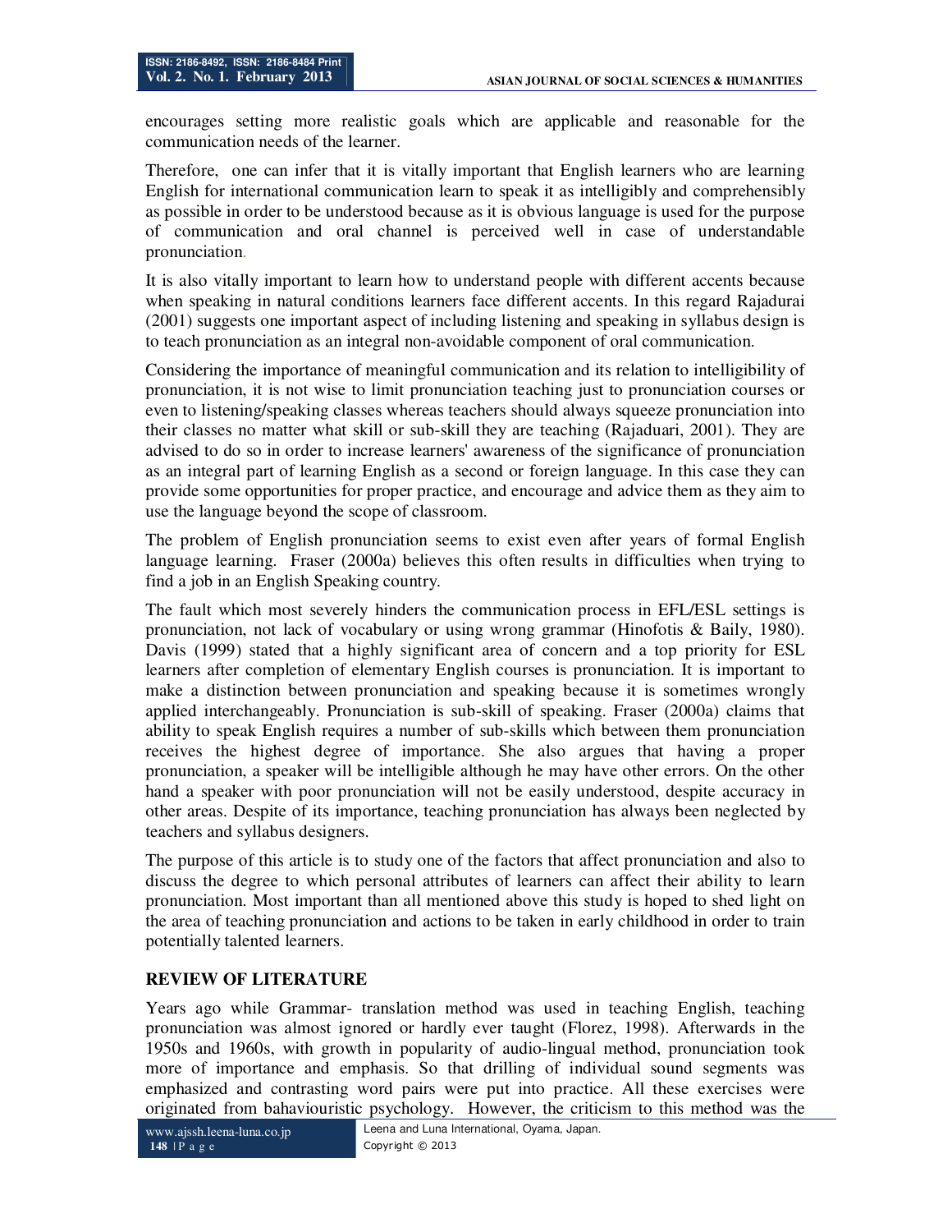encourages setting more realistic goals which are applicable and reasonable for the communication needs of the learner.

Therefore, one can infer that it is vitally important that English learners who are learning English for international communication learn to speak it as intelligibly and comprehensibly as possible in order to be understood because as it is obvious language is used for the purpose of communication and oral channel is perceived well in case of understandable pronunciation.

It is also vitally important to learn how to understand people with different accents because when speaking in natural conditions learners face different accents. In this regard Rajadurai (2001) suggests one important aspect of including listening and speaking in syllabus design is to teach pronunciation as an integral non-avoidable component of oral communication.

Considering the importance of meaningful communication and its relation to intelligibility of pronunciation, it is not wise to limit pronunciation teaching just to pronunciation courses or even to listening/speaking classes whereas teachers should always squeeze pronunciation into their classes no matter what skill or sub-skill they are teaching (Rajaduari, 2001). They are advised to do so in order to increase learners' awareness of the significance of pronunciation as an integral part of learning English as a second or foreign language. In this case they can provide some opportunities for proper practice, and encourage and advice them as they aim to use the language beyond the scope of classroom.

The problem of English pronunciation seems to exist even after years of formal English language learning. Fraser (2000a) believes this often results in difficulties when trying to find a job in an English Speaking country.

The fault which most severely hinders the communication process in EFL/ESL settings is pronunciation, not lack of vocabulary or using wrong grammar (Hinofotis & Baily, 1980). Davis (1999) stated that a highly significant area of concern and a top priority for ESL learners after completion of elementary English courses is pronunciation. It is important to make a distinction between pronunciation and speaking because it is sometimes wrongly applied interchangeably. Pronunciation is sub-skill of speaking. Fraser (2000a) claims that ability to speak English requires a number of sub-skills which between them pronunciation receives the highest degree of importance. She also argues that having a proper pronunciation, a speaker will be intelligible although he may have other errors. On the other hand a speaker with poor pronunciation will not be easily understood, despite accuracy in other areas. Despite of its importance, teaching pronunciation has always been neglected by teachers and syllabus designers.

The purpose of this article is to study one of the factors that affect pronunciation and also to discuss the degree to which personal attributes of learners can affect their ability to learn pronunciation. Most important than all mentioned above this study is hoped to shed light on the area of teaching pronunciation and actions to be taken in early childhood in order to train potentially talented learners.

## REVIEW OF LITERATURE

Years ago while Grammar- translation method was used in teaching English, teaching pronunciation was almost ignored or hardly ever taught (Florez, 1998). Afterwards in the 1950s and 1960s, with growth in popularity of audio-lingual method, pronunciation took more of importance and emphasis. So that drilling of individual sound segments was emphasized and contrasting word pairs were put into practice. All these exercises were originated from bahaviouristic psychology. However, the criticism to this method was the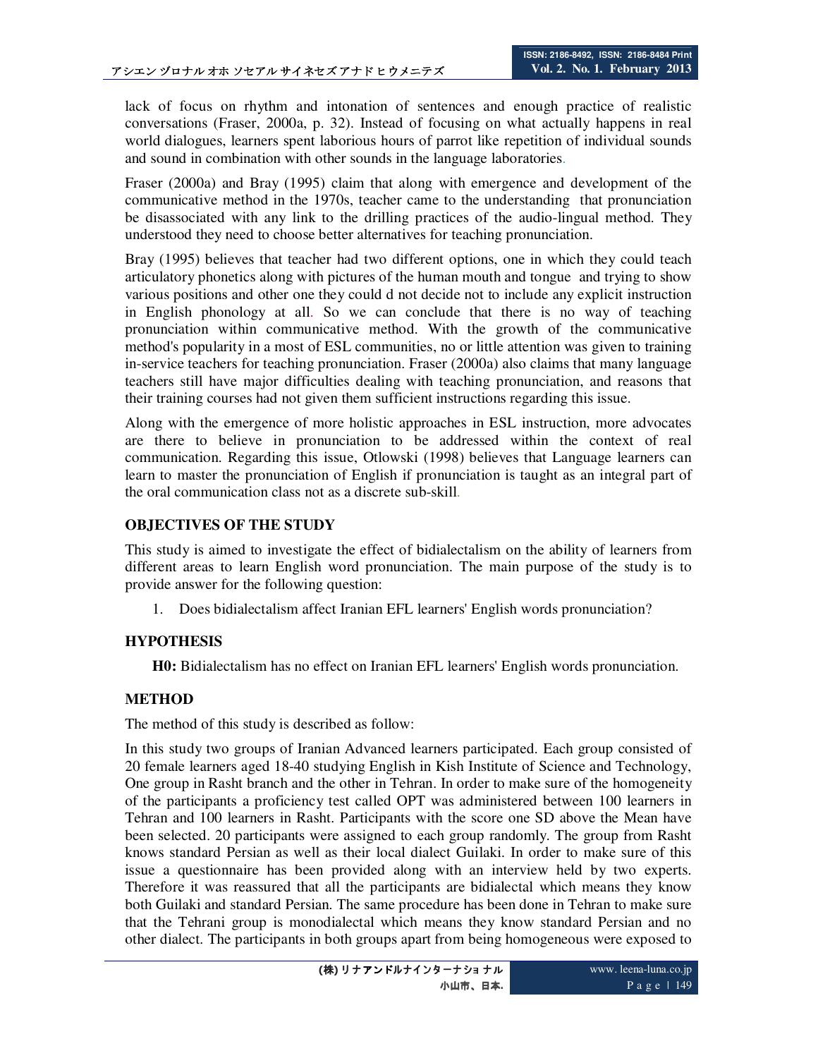lack of focus on rhythm and intonation of sentences and enough practice of realistic conversations (Fraser, 2000a, p. 32). Instead of focusing on what actually happens in real world dialogues, learners spent laborious hours of parrot like repetition of individual sounds and sound in combination with other sounds in the language laboratories.

Fraser (2000a) and Bray (1995) claim that along with emergence and development of the communicative method in the 1970s, teacher came to the understanding that pronunciation be disassociated with any link to the drilling practices of the audio-lingual method. They understood they need to choose better alternatives for teaching pronunciation.

Bray (1995) believes that teacher had two different options, one in which they could teach articulatory phonetics along with pictures of the human mouth and tongue and trying to show various positions and other one they could d not decide not to include any explicit instruction in English phonology at all. So we can conclude that there is no way of teaching pronunciation within communicative method. With the growth of the communicative method's popularity in a most of ESL communities, no or little attention was given to training in-service teachers for teaching pronunciation. Fraser (2000a) also claims that many language teachers still have major difficulties dealing with teaching pronunciation, and reasons that their training courses had not given them sufficient instructions regarding this issue.

Along with the emergence of more holistic approaches in ESL instruction, more advocates are there to believe in pronunciation to be addressed within the context of real communication. Regarding this issue, Otlowski (1998) believes that Language learners can learn to master the pronunciation of English if pronunciation is taught as an integral part of the oral communication class not as a discrete sub-skill.

## OBJECTIVES OF THE STUDY

This study is aimed to investigate the effect of bidialectalism on the ability of learners from different areas to learn English word pronunciation. The main purpose of the study is to provide answer for the following question:

1. Does bidialectalism affect Iranian EFL learners' English words pronunciation?

## HYPOTHESIS

**H0:** Bidialectalism has no effect on Iranian EFL learners' English words pronunciation.

## METHOD

The method of this study is described as follow:

In this study two groups of Iranian Advanced learners participated. Each group consisted of 20 female learners aged 18-40 studying English in Kish Institute of Science and Technology, One group in Rasht branch and the other in Tehran. In order to make sure of the homogeneity of the participants a proficiency test called OPT was administered between 100 learners in Tehran and 100 learners in Rasht. Participants with the score one SD above the Mean have been selected. 20 participants were assigned to each group randomly. The group from Rasht knows standard Persian as well as their local dialect Guilaki. In order to make sure of this issue a questionnaire has been provided along with an interview held by two experts. Therefore it was reassured that all the participants are bidialectal which means they know both Guilaki and standard Persian. The same procedure has been done in Tehran to make sure that the Tehrani group is monodialectal which means they know standard Persian and no other dialect. The participants in both groups apart from being homogeneous were exposed to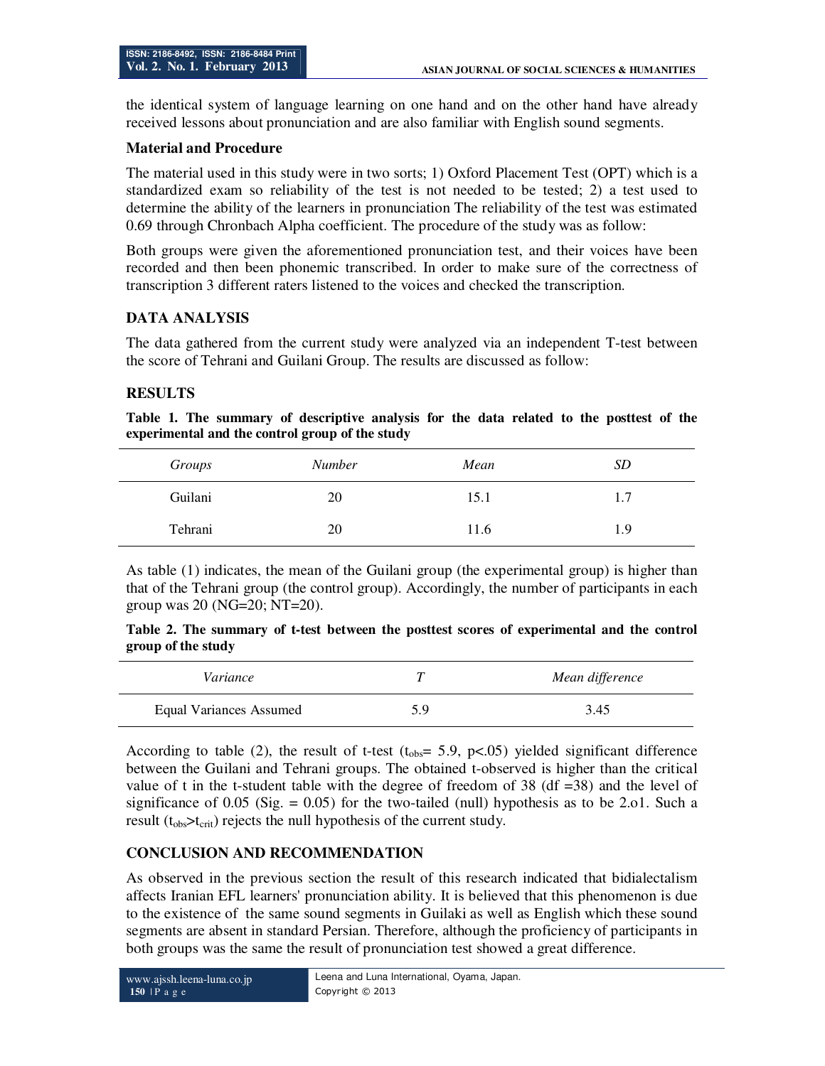the identical system of language learning on one hand and on the other hand have already received lessons about pronunciation and are also familiar with English sound segments.

### Material and Procedure

The material used in this study were in two sorts; 1) Oxford Placement Test (OPT) which is a standardized exam so reliability of the test is not needed to be tested; 2) a test used to determine the ability of the learners in pronunciation The reliability of the test was estimated 0.69 through Chronbach Alpha coefficient. The procedure of the study was as follow:

Both groups were given the aforementioned pronunciation test, and their voices have been recorded and then been phonemic transcribed. In order to make sure of the correctness of transcription 3 different raters listened to the voices and checked the transcription.

## DATA ANALYSIS

The data gathered from the current study were analyzed via an independent T-test between the score of Tehrani and Guilani Group. The results are discussed as follow:

## RESULTS

**Table 1. The summary of descriptive analysis for the data related to the posttest of the experimental and the control group of the study**

| *Groups* | *Number* | *Mean* | *SD* |
|---|---|---|---|
| Guilani | 20 | 15.1 | 1.7 |
| Tehrani | 20 | 11.6 | 1.9 |

As table (1) indicates, the mean of the Guilani group (the experimental group) is higher than that of the Tehrani group (the control group). Accordingly, the number of participants in each group was 20 (NG=20; NT=20).

**Table 2. The summary of t-test between the posttest scores of experimental and the control group of the study**

| *Variance* | *T* | *Mean difference* |
|---|---|---|
| Equal Variances Assumed | 5.9 | 3.45 |

According to table (2), the result of t-test ($t_{obs}$= 5.9, p<.05) yielded significant difference between the Guilani and Tehrani groups. The obtained t-observed is higher than the critical value of t in the t-student table with the degree of freedom of 38 (df =38) and the level of significance of 0.05 (Sig. = 0.05) for the two-tailed (null) hypothesis as to be 2.o1. Such a result ($t_{obs}$>$t_{crit}$) rejects the null hypothesis of the current study.

## CONCLUSION AND RECOMMENDATION

As observed in the previous section the result of this research indicated that bidialectalism affects Iranian EFL learners' pronunciation ability. It is believed that this phenomenon is due to the existence of the same sound segments in Guilaki as well as English which these sound segments are absent in standard Persian. Therefore, although the proficiency of participants in both groups was the same the result of pronunciation test showed a great difference.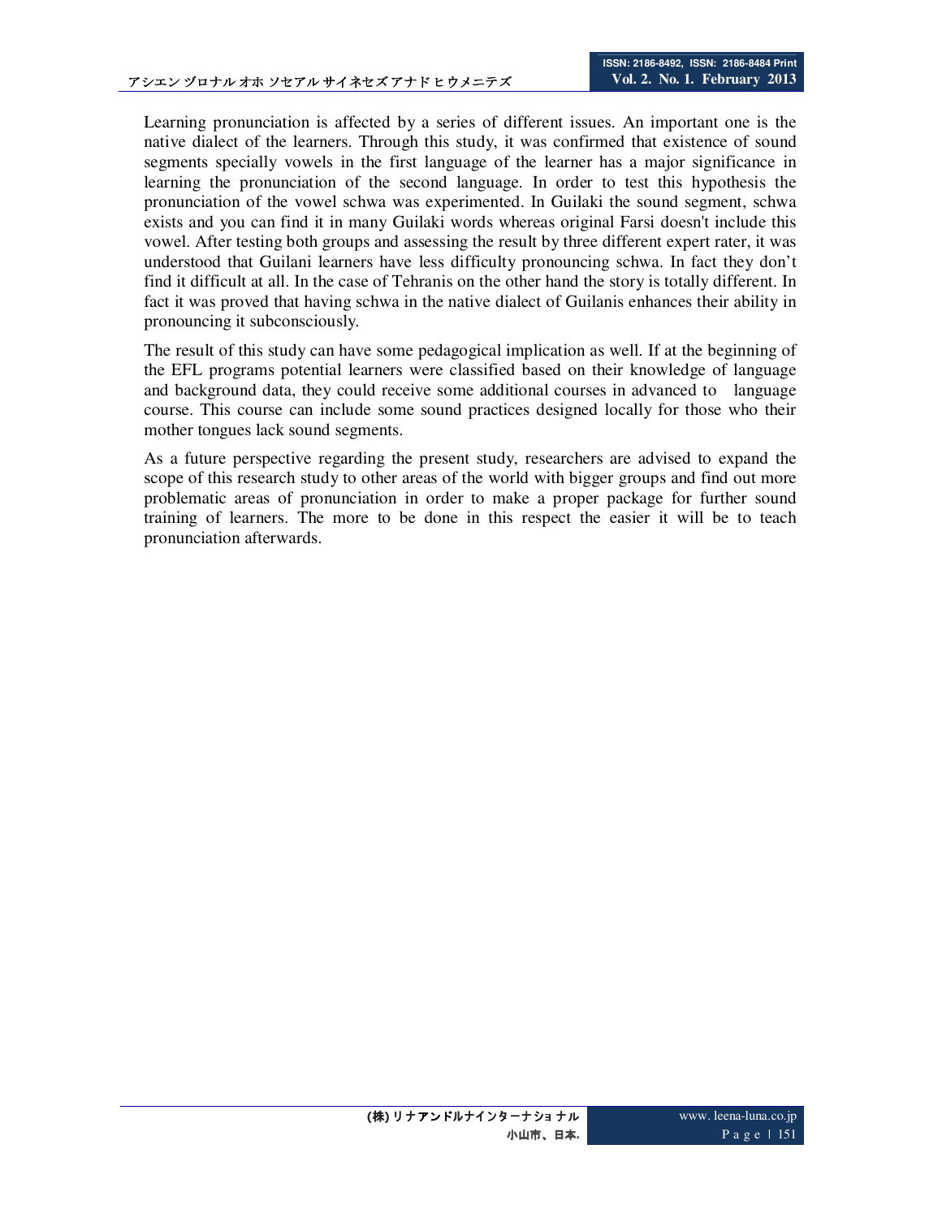Learning pronunciation is affected by a series of different issues. An important one is the native dialect of the learners. Through this study, it was confirmed that existence of sound segments specially vowels in the first language of the learner has a major significance in learning the pronunciation of the second language. In order to test this hypothesis the pronunciation of the vowel schwa was experimented. In Guilaki the sound segment, schwa exists and you can find it in many Guilaki words whereas original Farsi doesn't include this vowel. After testing both groups and assessing the result by three different expert rater, it was understood that Guilani learners have less difficulty pronouncing schwa. In fact they don't find it difficult at all. In the case of Tehranis on the other hand the story is totally different. In fact it was proved that having schwa in the native dialect of Guilanis enhances their ability in pronouncing it subconsciously.

The result of this study can have some pedagogical implication as well. If at the beginning of the EFL programs potential learners were classified based on their knowledge of language and background data, they could receive some additional courses in advanced to language course. This course can include some sound practices designed locally for those who their mother tongues lack sound segments.

As a future perspective regarding the present study, researchers are advised to expand the scope of this research study to other areas of the world with bigger groups and find out more problematic areas of pronunciation in order to make a proper package for further sound training of learners. The more to be done in this respect the easier it will be to teach pronunciation afterwards.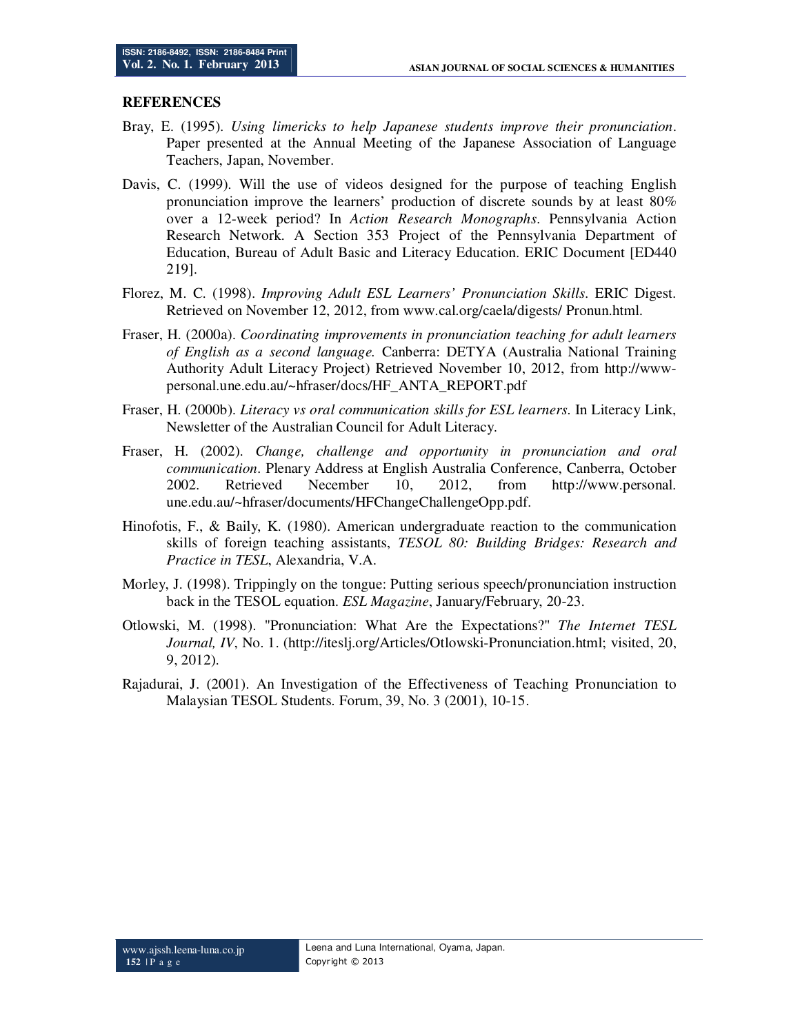## REFERENCES

Bray, E. (1995). *Using limericks to help Japanese students improve their pronunciation*. Paper presented at the Annual Meeting of the Japanese Association of Language Teachers, Japan, November.

Davis, C. (1999). Will the use of videos designed for the purpose of teaching English pronunciation improve the learners' production of discrete sounds by at least 80% over a 12-week period? In *Action Research Monographs*. Pennsylvania Action Research Network. A Section 353 Project of the Pennsylvania Department of Education, Bureau of Adult Basic and Literacy Education. ERIC Document [ED440 219].

Florez, M. C. (1998). *Improving Adult ESL Learners' Pronunciation Skills*. ERIC Digest. Retrieved on November 12, 2012, from www.cal.org/caela/digests/ Pronun.html.

Fraser, H. (2000a). *Coordinating improvements in pronunciation teaching for adult learners of English as a second language.* Canberra: DETYA (Australia National Training Authority Adult Literacy Project) Retrieved November 10, 2012, from http://www-personal.une.edu.au/~hfraser/docs/HF_ANTA_REPORT.pdf

Fraser, H. (2000b). *Literacy vs oral communication skills for ESL learners.* In Literacy Link, Newsletter of the Australian Council for Adult Literacy.

Fraser, H. (2002). *Change, challenge and opportunity in pronunciation and oral communication*. Plenary Address at English Australia Conference, Canberra, October 2002. Retrieved December 10, 2012, from http://www.personal. une.edu.au/~hfraser/documents/HFChangeChallengeOpp.pdf.

Hinofotis, F., & Baily, K. (1980). American undergraduate reaction to the communication skills of foreign teaching assistants, *TESOL 80: Building Bridges: Research and Practice in TESL*, Alexandria, V.A.

Morley, J. (1998). Trippingly on the tongue: Putting serious speech/pronunciation instruction back in the TESOL equation. *ESL Magazine*, January/February, 20-23.

Otlowski, M. (1998). "Pronunciation: What Are the Expectations?" *The Internet TESL Journal, IV*, No. 1. (http://iteslj.org/Articles/Otlowski-Pronunciation.html; visited, 20, 9, 2012).

Rajadurai, J. (2001). An Investigation of the Effectiveness of Teaching Pronunciation to Malaysian TESOL Students. Forum, 39, No. 3 (2001), 10-15.